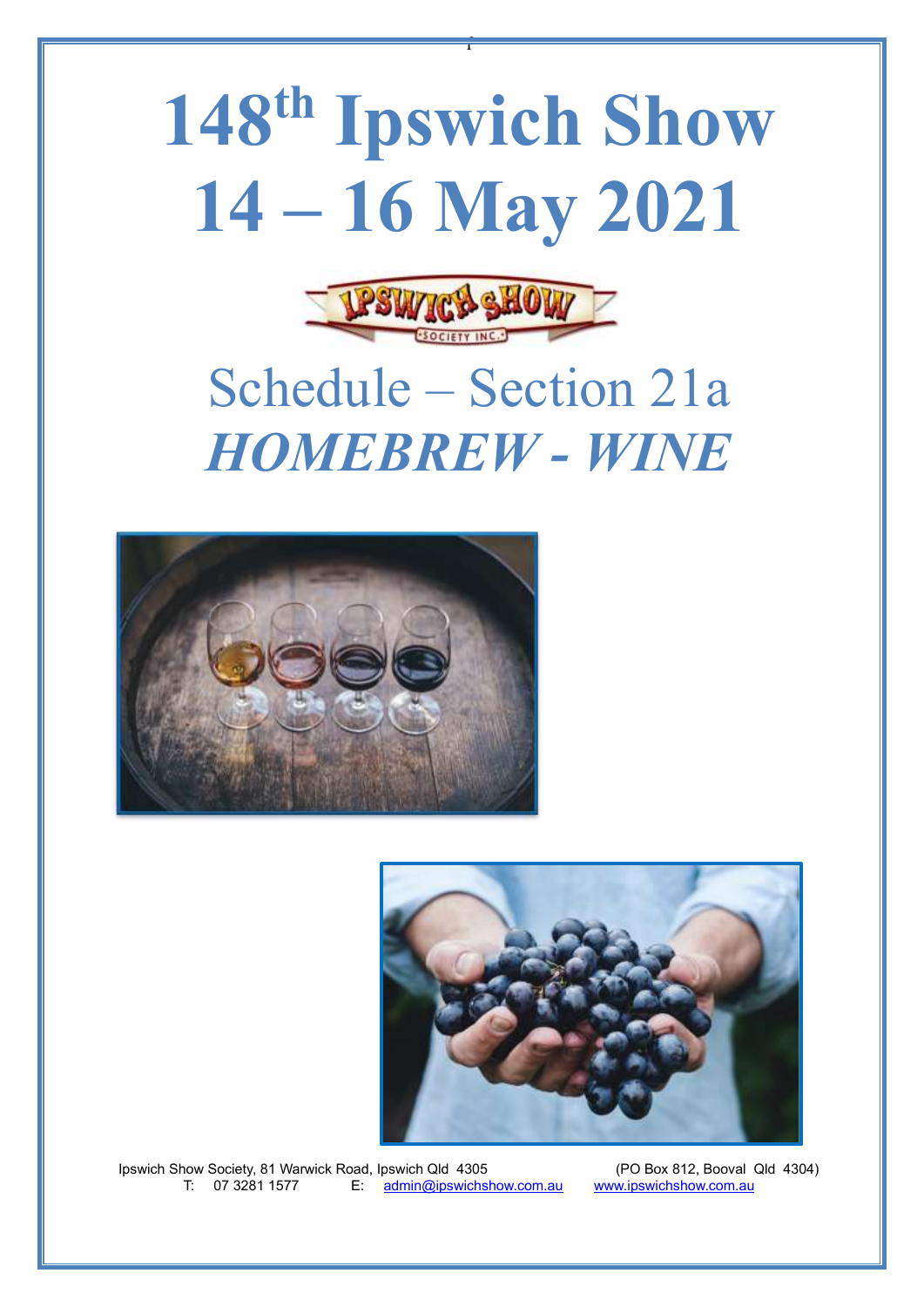# 148th Ipswich Show
# 14 – 16 May 2021

## Schedule – Section 21a
## *HOMEBREW - WINE*

Ipswich Show Society, 81 Warwick Road, Ipswich Qld 4305 (PO Box 812, Booval Qld 4304)
T: 07 3281 1577 E: admin@ipswichshow.com.au www.ipswichshow.com.au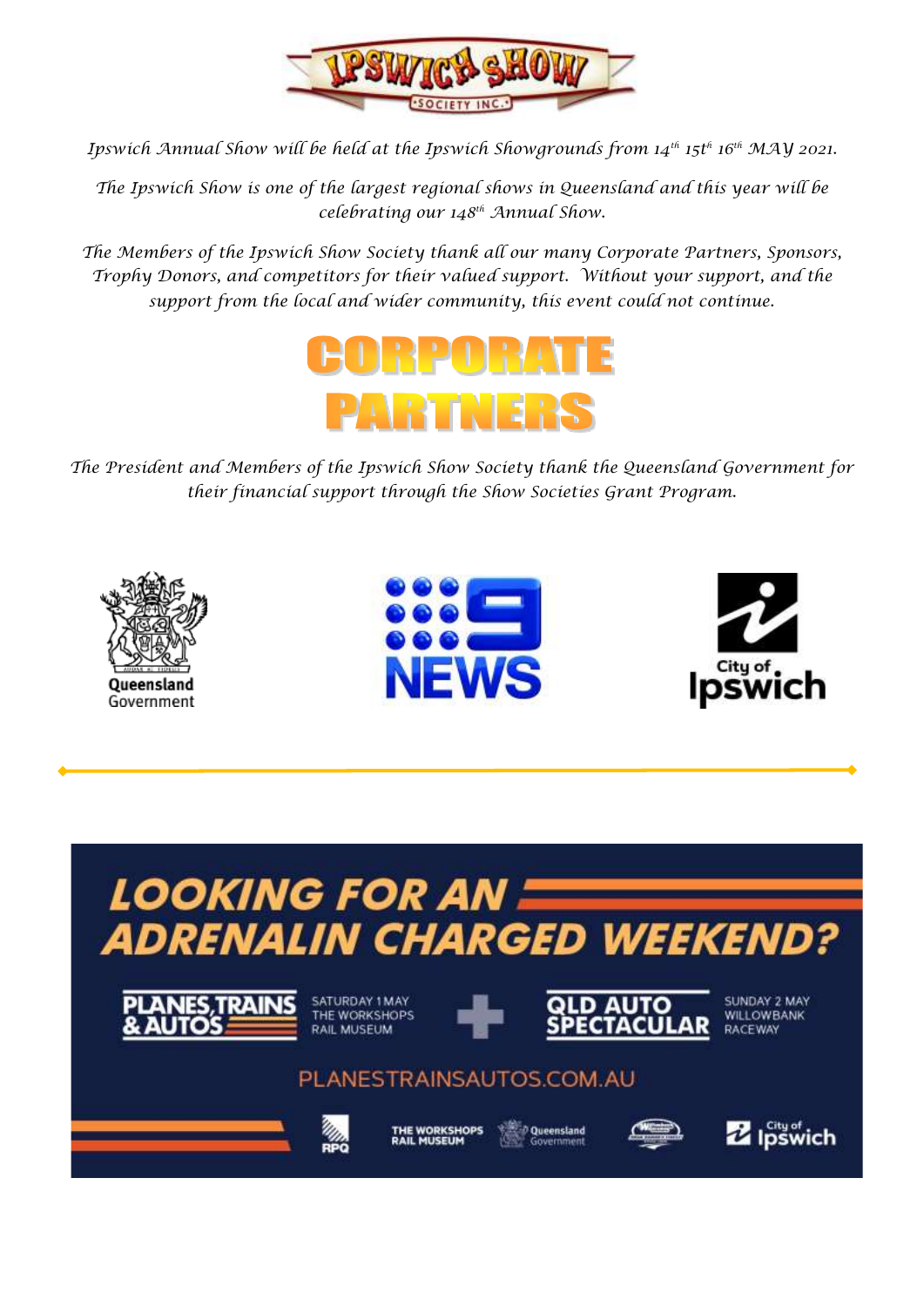# IPSWICH SHOW SOCIETY INC.

*Ipswich Annual Show will be held at the Ipswich Showgrounds from 14th 15th 16th MAY 2021.*

*The Ipswich Show is one of the largest regional shows in Queensland and this year will be celebrating our 148th Annual Show.*

*The Members of the Ipswich Show Society thank all our many Corporate Partners, Sponsors, Trophy Donors, and competitors for their valued support. Without your support, and the support from the local and wider community, this event could not continue.*

# CORPORATE PARTNERS

*The President and Members of the Ipswich Show Society thank the Queensland Government for their financial support through the Show Societies Grant Program.*

Queensland Government

9 NEWS

City of Ipswich

---

## LOOKING FOR AN ADRENALIN CHARGED WEEKEND?

PLANES, TRAINS & AUTOS — SATURDAY 1 MAY, THE WORKSHOPS RAIL MUSEUM

+

QLD AUTO SPECTACULAR — SUNDAY 2 MAY, WILLOWBANK RACEWAY

PLANESTRAINSAUTOS.COM.AU

RPQ | THE WORKSHOPS RAIL MUSEUM | Queensland Government | Willowbank Raceway | City of Ipswich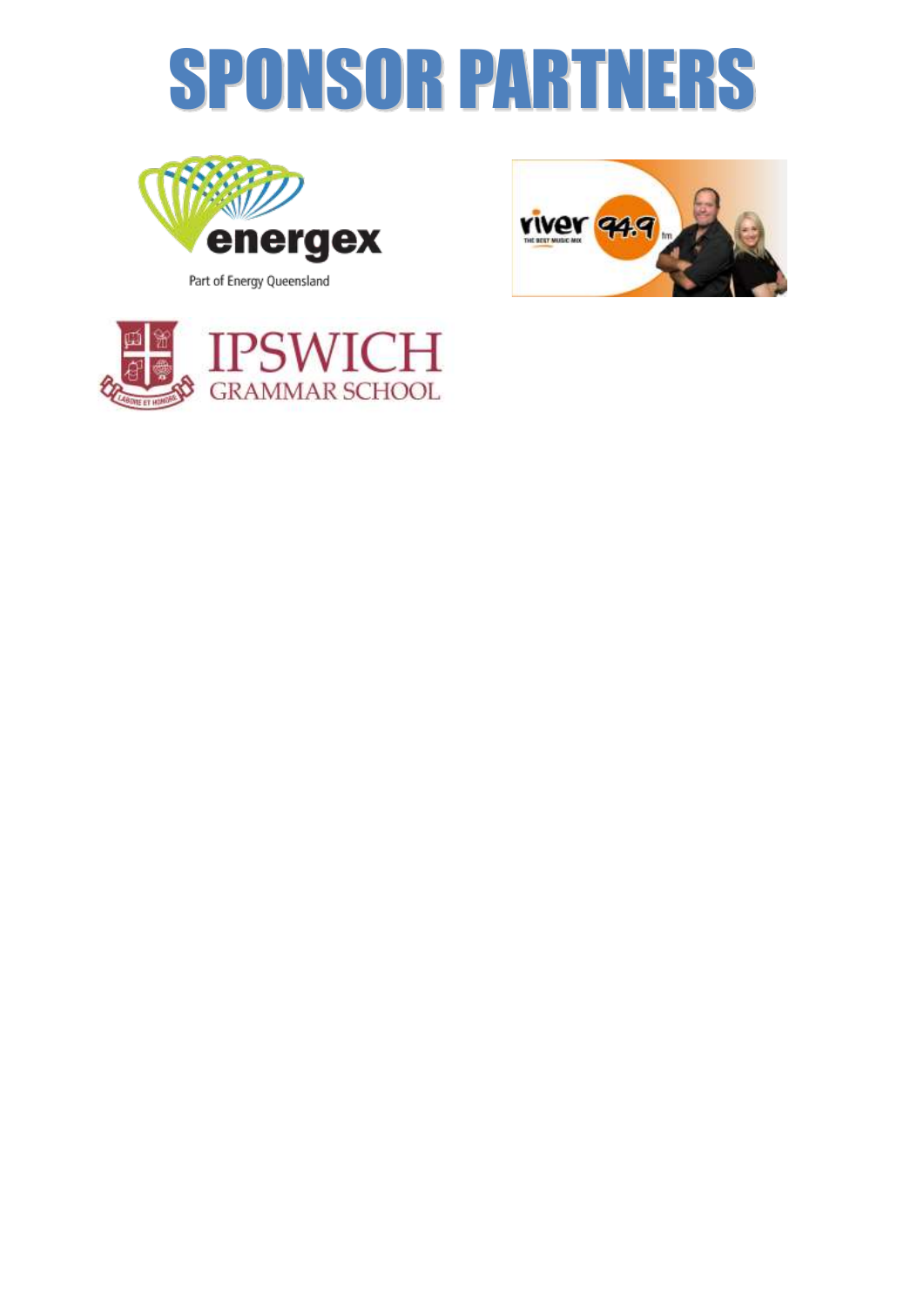# SPONSOR PARTNERS

energex

Part of Energy Queensland

river 94.9 fm

THE BEST MUSIC MIX

IPSWICH GRAMMAR SCHOOL

LABORE ET HONORE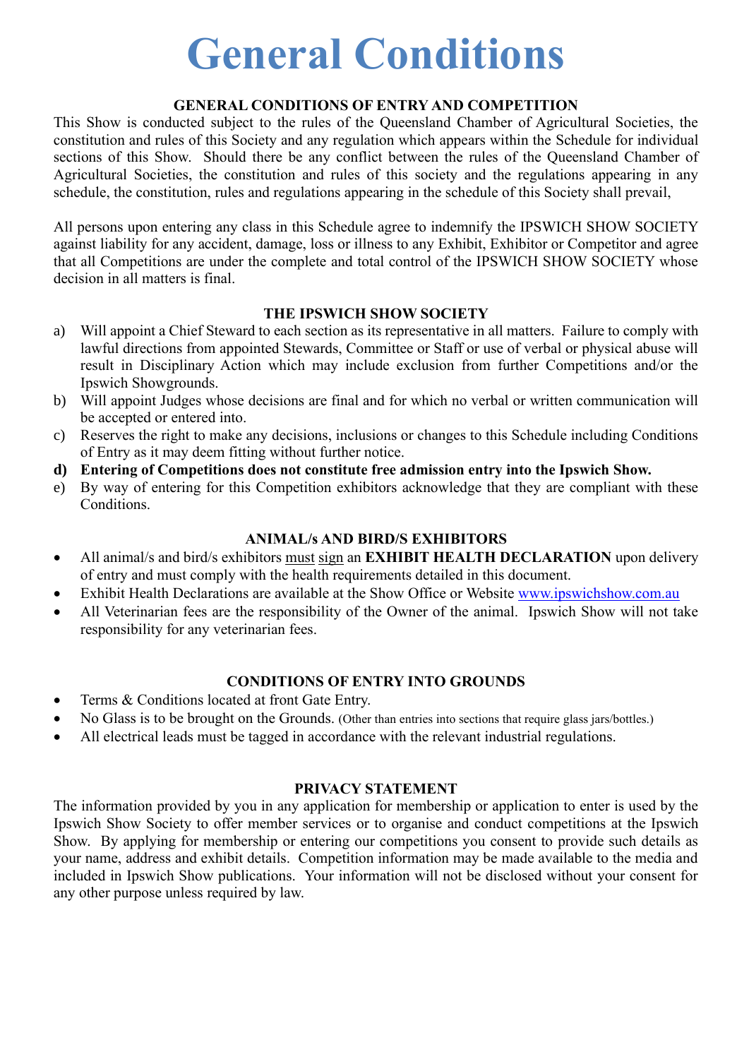# General Conditions

## GENERAL CONDITIONS OF ENTRY AND COMPETITION

This Show is conducted subject to the rules of the Queensland Chamber of Agricultural Societies, the constitution and rules of this Society and any regulation which appears within the Schedule for individual sections of this Show. Should there be any conflict between the rules of the Queensland Chamber of Agricultural Societies, the constitution and rules of this society and the regulations appearing in any schedule, the constitution, rules and regulations appearing in the schedule of this Society shall prevail,

All persons upon entering any class in this Schedule agree to indemnify the IPSWICH SHOW SOCIETY against liability for any accident, damage, loss or illness to any Exhibit, Exhibitor or Competitor and agree that all Competitions are under the complete and total control of the IPSWICH SHOW SOCIETY whose decision in all matters is final.

## THE IPSWICH SHOW SOCIETY

a) Will appoint a Chief Steward to each section as its representative in all matters. Failure to comply with lawful directions from appointed Stewards, Committee or Staff or use of verbal or physical abuse will result in Disciplinary Action which may include exclusion from further Competitions and/or the Ipswich Showgrounds.
b) Will appoint Judges whose decisions are final and for which no verbal or written communication will be accepted or entered into.
c) Reserves the right to make any decisions, inclusions or changes to this Schedule including Conditions of Entry as it may deem fitting without further notice.
**d) Entering of Competitions does not constitute free admission entry into the Ipswich Show.**
e) By way of entering for this Competition exhibitors acknowledge that they are compliant with these Conditions.

## ANIMAL/s AND BIRD/S EXHIBITORS

- All animal/s and bird/s exhibitors must sign an **EXHIBIT HEALTH DECLARATION** upon delivery of entry and must comply with the health requirements detailed in this document.
- Exhibit Health Declarations are available at the Show Office or Website www.ipswichshow.com.au
- All Veterinarian fees are the responsibility of the Owner of the animal. Ipswich Show will not take responsibility for any veterinarian fees.

## CONDITIONS OF ENTRY INTO GROUNDS

- Terms & Conditions located at front Gate Entry.
- No Glass is to be brought on the Grounds. (Other than entries into sections that require glass jars/bottles.)
- All electrical leads must be tagged in accordance with the relevant industrial regulations.

## PRIVACY STATEMENT

The information provided by you in any application for membership or application to enter is used by the Ipswich Show Society to offer member services or to organise and conduct competitions at the Ipswich Show. By applying for membership or entering our competitions you consent to provide such details as your name, address and exhibit details. Competition information may be made available to the media and included in Ipswich Show publications. Your information will not be disclosed without your consent for any other purpose unless required by law.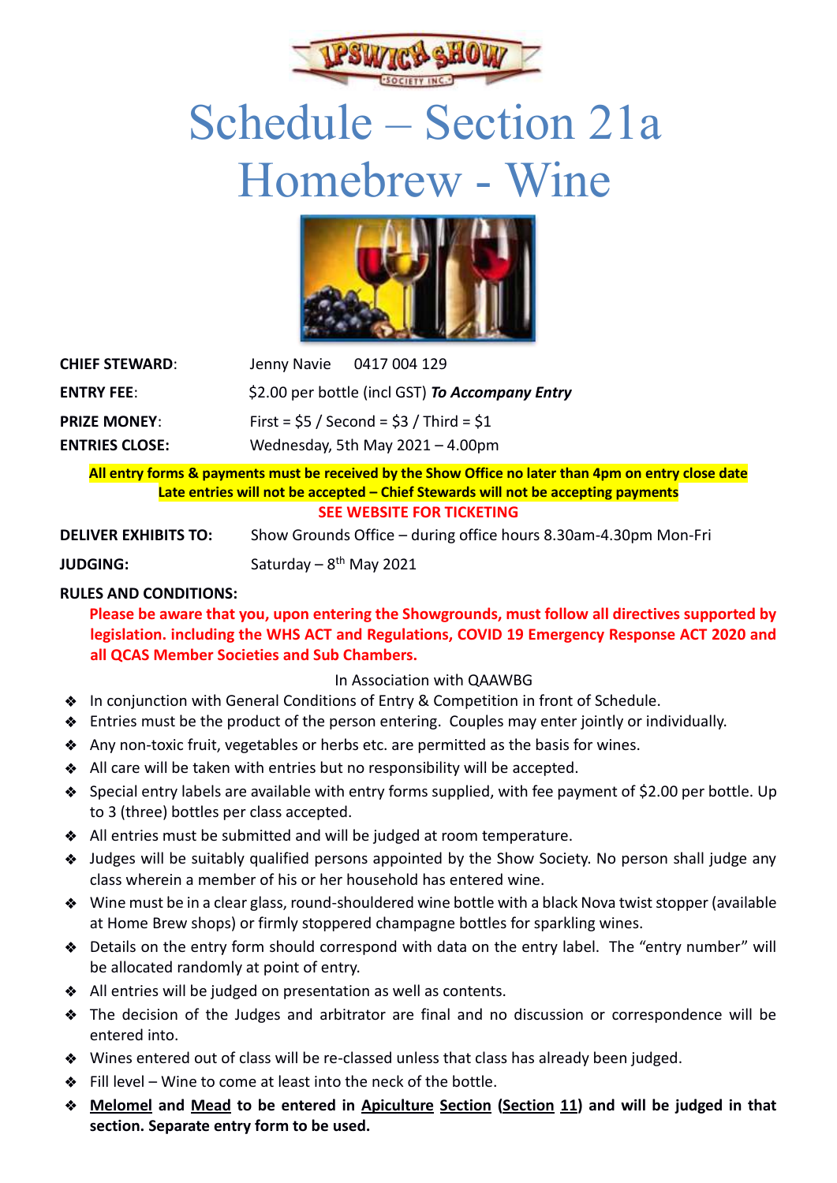# Schedule – Section 21a Homebrew - Wine

**CHIEF STEWARD**: Jenny Navie 0417 004 129

**ENTRY FEE**: $2.00 per bottle (incl GST) ***To Accompany Entry***

**PRIZE MONEY**: First = $5 / Second = $3 / Third = $1

**ENTRIES CLOSE:** Wednesday, 5th May 2021 – 4.00pm

**All entry forms & payments must be received by the Show Office no later than 4pm on entry close date**
**Late entries will not be accepted – Chief Stewards will not be accepting payments**

**SEE WEBSITE FOR TICKETING**

**DELIVER EXHIBITS TO:** Show Grounds Office – during office hours 8.30am-4.30pm Mon-Fri

**JUDGING:** Saturday – 8th May 2021

**RULES AND CONDITIONS:**

**Please be aware that you, upon entering the Showgrounds, must follow all directives supported by legislation. including the WHS ACT and Regulations, COVID 19 Emergency Response ACT 2020 and all QCAS Member Societies and Sub Chambers.**

In Association with QAAWBG

- In conjunction with General Conditions of Entry & Competition in front of Schedule.
- Entries must be the product of the person entering. Couples may enter jointly or individually.
- Any non-toxic fruit, vegetables or herbs etc. are permitted as the basis for wines.
- All care will be taken with entries but no responsibility will be accepted.
- Special entry labels are available with entry forms supplied, with fee payment of $2.00 per bottle. Up to 3 (three) bottles per class accepted.
- All entries must be submitted and will be judged at room temperature.
- Judges will be suitably qualified persons appointed by the Show Society. No person shall judge any class wherein a member of his or her household has entered wine.
- Wine must be in a clear glass, round-shouldered wine bottle with a black Nova twist stopper (available at Home Brew shops) or firmly stoppered champagne bottles for sparkling wines.
- Details on the entry form should correspond with data on the entry label. The "entry number" will be allocated randomly at point of entry.
- All entries will be judged on presentation as well as contents.
- The decision of the Judges and arbitrator are final and no discussion or correspondence will be entered into.
- Wines entered out of class will be re-classed unless that class has already been judged.
- Fill level – Wine to come at least into the neck of the bottle.
- **Melomel and Mead to be entered in Apiculture Section (Section 11) and will be judged in that section. Separate entry form to be used.**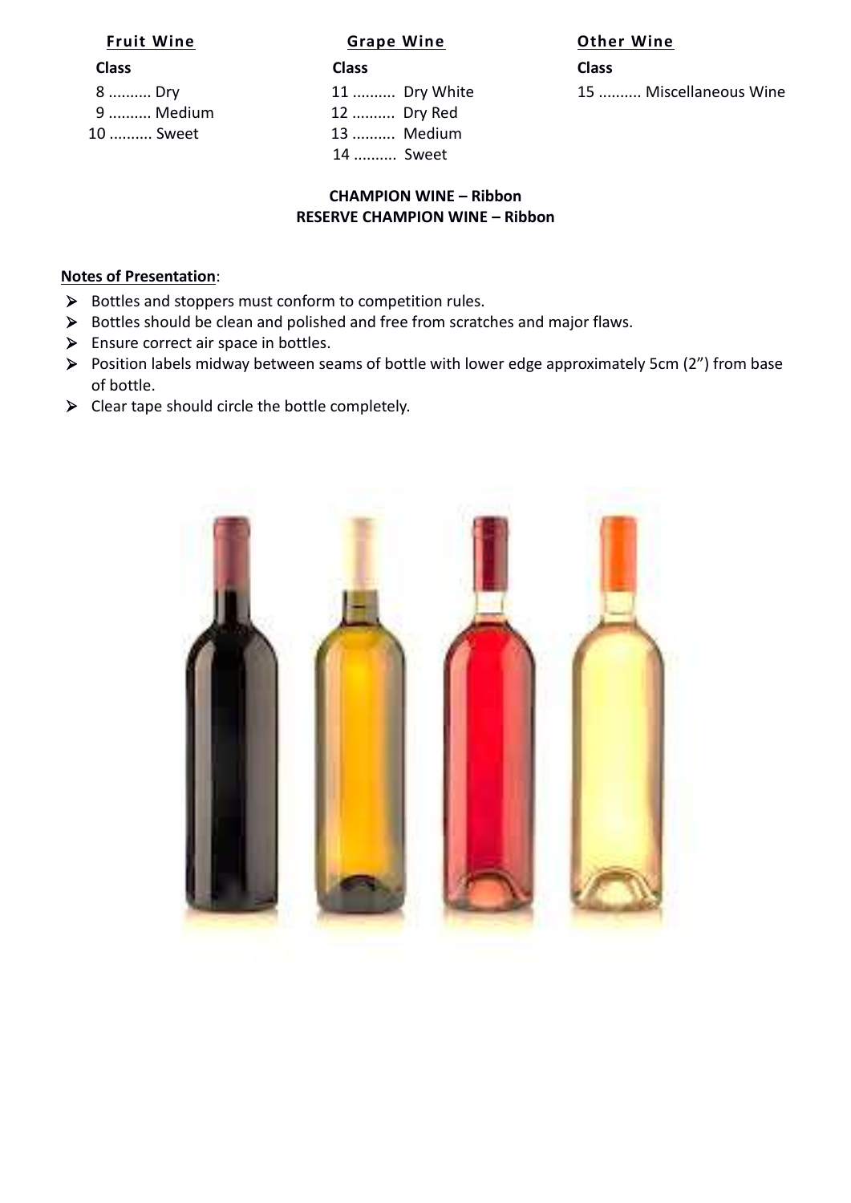**Fruit Wine**

**Class**

8 .......... Dry
9 .......... Medium
10 .......... Sweet

**Grape Wine**

**Class**

11 .......... Dry White
12 .......... Dry Red
13 .......... Medium
14 .......... Sweet

**Other Wine**

**Class**

15 .......... Miscellaneous Wine

**CHAMPION WINE – Ribbon**
**RESERVE CHAMPION WINE – Ribbon**

**Notes of Presentation**:

- Bottles and stoppers must conform to competition rules.
- Bottles should be clean and polished and free from scratches and major flaws.
- Ensure correct air space in bottles.
- Position labels midway between seams of bottle with lower edge approximately 5cm (2") from base of bottle.
- Clear tape should circle the bottle completely.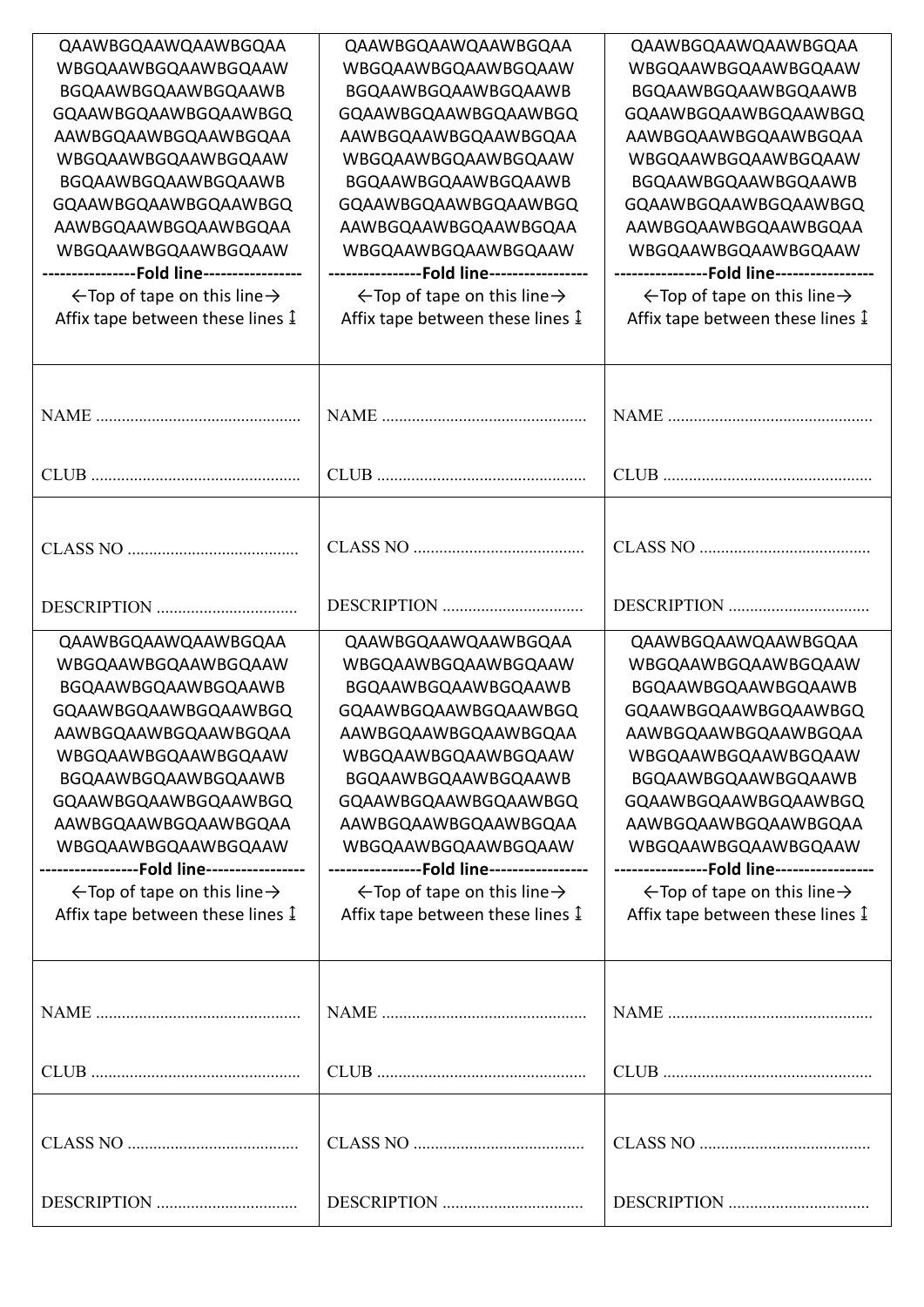| | | |
|---|---|---|
| QAAWBGQAAWQAAWBGQAA<br>WBGQAAWBGQAAWBGQAAW<br>BGQAAWBGQAAWBGQAAWB<br>GQAAWBGQAAWBGQAAWBGQ<br>AAWBGQAAWBGQAAWBGQAA<br>WBGQAAWBGQAAWBGQAAW<br>BGQAAWBGQAAWBGQAAWB<br>GQAAWBGQAAWBGQAAWBGQ<br>AAWBGQAAWBGQAAWBGQAA<br>WBGQAAWBGQAAWBGQAAW<br>----------------**Fold line**----------------<br>←Top of tape on this line→<br>Affix tape between these lines ↨ | QAAWBGQAAWQAAWBGQAA<br>WBGQAAWBGQAAWBGQAAW<br>BGQAAWBGQAAWBGQAAWB<br>GQAAWBGQAAWBGQAAWBGQ<br>AAWBGQAAWBGQAAWBGQAA<br>WBGQAAWBGQAAWBGQAAW<br>BGQAAWBGQAAWBGQAAWB<br>GQAAWBGQAAWBGQAAWBGQ<br>AAWBGQAAWBGQAAWBGQAA<br>WBGQAAWBGQAAWBGQAAW<br>----------------**Fold line**----------------<br>←Top of tape on this line→<br>Affix tape between these lines ↨ | QAAWBGQAAWQAAWBGQAA<br>WBGQAAWBGQAAWBGQAAW<br>BGQAAWBGQAAWBGQAAWB<br>GQAAWBGQAAWBGQAAWBGQ<br>AAWBGQAAWBGQAAWBGQAA<br>WBGQAAWBGQAAWBGQAAW<br>BGQAAWBGQAAWBGQAAWB<br>GQAAWBGQAAWBGQAAWBGQ<br>AAWBGQAAWBGQAAWBGQAA<br>WBGQAAWBGQAAWBGQAAW<br>----------------**Fold line**----------------<br>←Top of tape on this line→<br>Affix tape between these lines ↨ |
| NAME ................................................<br><br>CLUB ................................................ | NAME ................................................<br><br>CLUB ................................................ | NAME ................................................<br><br>CLUB ................................................ |
| CLASS NO ........................................<br><br>DESCRIPTION ................................. | CLASS NO ........................................<br><br>DESCRIPTION ................................. | CLASS NO ........................................<br><br>DESCRIPTION ................................. |
| QAAWBGQAAWQAAWBGQAA<br>WBGQAAWBGQAAWBGQAAW<br>BGQAAWBGQAAWBGQAAWB<br>GQAAWBGQAAWBGQAAWBGQ<br>AAWBGQAAWBGQAAWBGQAA<br>WBGQAAWBGQAAWBGQAAW<br>BGQAAWBGQAAWBGQAAWB<br>GQAAWBGQAAWBGQAAWBGQ<br>AAWBGQAAWBGQAAWBGQAA<br>WBGQAAWBGQAAWBGQAAW<br>----------------**Fold line**----------------<br>←Top of tape on this line→<br>Affix tape between these lines ↨ | QAAWBGQAAWQAAWBGQAA<br>WBGQAAWBGQAAWBGQAAW<br>BGQAAWBGQAAWBGQAAWB<br>GQAAWBGQAAWBGQAAWBGQ<br>AAWBGQAAWBGQAAWBGQAA<br>WBGQAAWBGQAAWBGQAAW<br>BGQAAWBGQAAWBGQAAWB<br>GQAAWBGQAAWBGQAAWBGQ<br>AAWBGQAAWBGQAAWBGQAA<br>WBGQAAWBGQAAWBGQAAW<br>----------------**Fold line**----------------<br>←Top of tape on this line→<br>Affix tape between these lines ↨ | QAAWBGQAAWQAAWBGQAA<br>WBGQAAWBGQAAWBGQAAW<br>BGQAAWBGQAAWBGQAAWB<br>GQAAWBGQAAWBGQAAWBGQ<br>AAWBGQAAWBGQAAWBGQAA<br>WBGQAAWBGQAAWBGQAAW<br>BGQAAWBGQAAWBGQAAWB<br>GQAAWBGQAAWBGQAAWBGQ<br>AAWBGQAAWBGQAAWBGQAA<br>WBGQAAWBGQAAWBGQAAW<br>----------------**Fold line**----------------<br>←Top of tape on this line→<br>Affix tape between these lines ↨ |
| NAME ................................................<br><br>CLUB ................................................ | NAME ................................................<br><br>CLUB ................................................ | NAME ................................................<br><br>CLUB ................................................ |
| CLASS NO ........................................<br><br>DESCRIPTION ................................. | CLASS NO ........................................<br><br>DESCRIPTION ................................. | CLASS NO ........................................<br><br>DESCRIPTION ................................. |